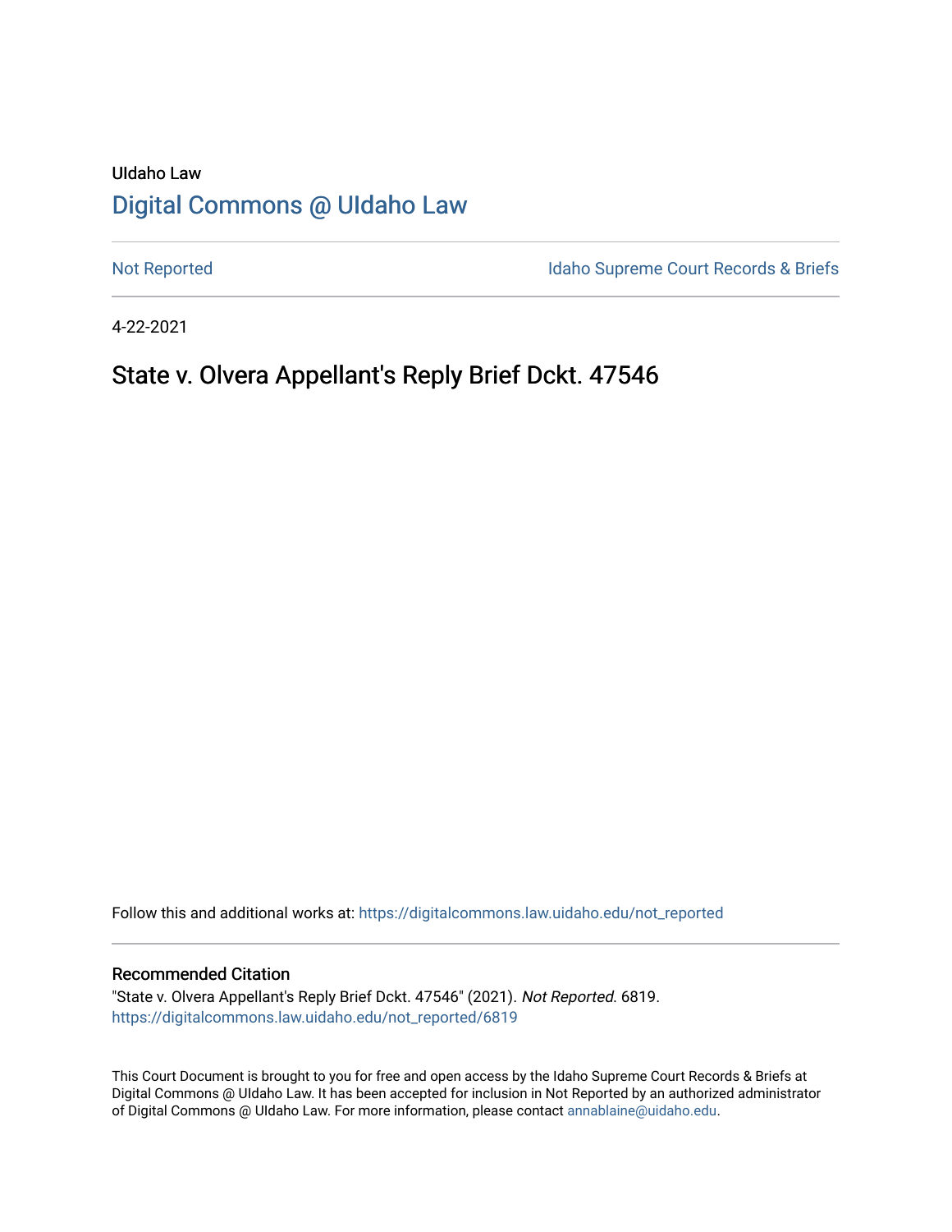UIdaho Law

# Digital Commons @ UIdaho Law

Not Reported

Idaho Supreme Court Records & Briefs

4-22-2021

## State v. Olvera Appellant's Reply Brief Dckt. 47546

Follow this and additional works at: https://digitalcommons.law.uidaho.edu/not_reported

### Recommended Citation

"State v. Olvera Appellant's Reply Brief Dckt. 47546" (2021). *Not Reported*. 6819.
https://digitalcommons.law.uidaho.edu/not_reported/6819

This Court Document is brought to you for free and open access by the Idaho Supreme Court Records & Briefs at Digital Commons @ UIdaho Law. It has been accepted for inclusion in Not Reported by an authorized administrator of Digital Commons @ UIdaho Law. For more information, please contact annablaine@uidaho.edu.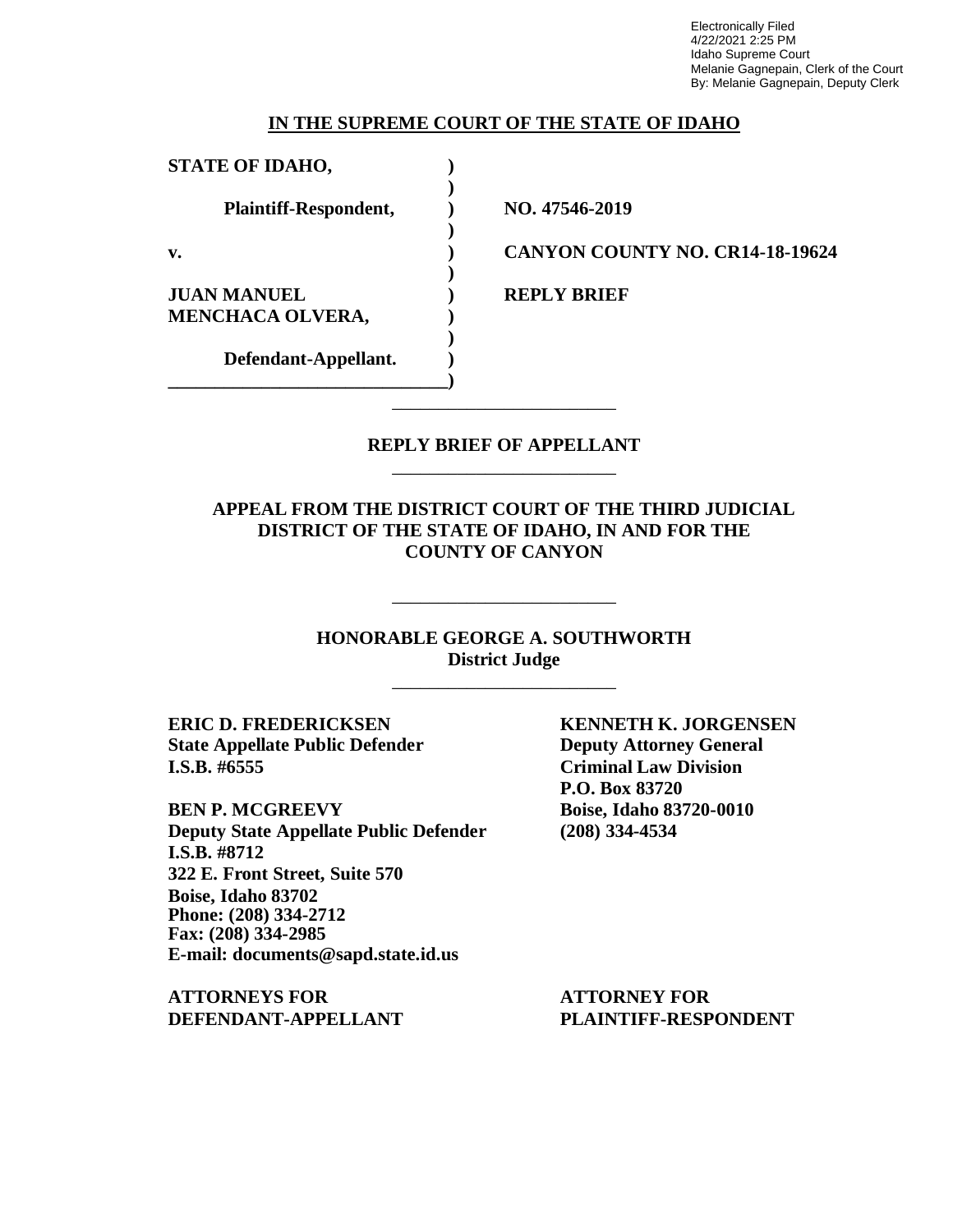Electronically Filed
4/22/2021 2:25 PM
Idaho Supreme Court
Melanie Gagnepain, Clerk of the Court
By: Melanie Gagnepain, Deputy Clerk

**IN THE SUPREME COURT OF THE STATE OF IDAHO**

| | | |
|---|---|---|
| **STATE OF IDAHO,** | **)** | |
| | **)** | |
| **Plaintiff-Respondent,** | **)** | **NO. 47546-2019** |
| | **)** | |
| **v.** | **)** | **CANYON COUNTY NO. CR14-18-19624** |
| | **)** | |
| **JUAN MANUEL MENCHACA OLVERA,** | **)** | **REPLY BRIEF** |
| | **)** | |
| **Defendant-Appellant.** | **)** | |

## REPLY BRIEF OF APPELLANT

### APPEAL FROM THE DISTRICT COURT OF THE THIRD JUDICIAL DISTRICT OF THE STATE OF IDAHO, IN AND FOR THE COUNTY OF CANYON

**HONORABLE GEORGE A. SOUTHWORTH**
**District Judge**

**ERIC D. FREDERICKSEN**
**State Appellate Public Defender**
**I.S.B. #6555**

**BEN P. MCGREEVY**
**Deputy State Appellate Public Defender**
**I.S.B. #8712**
**322 E. Front Street, Suite 570**
**Boise, Idaho 83702**
**Phone: (208) 334-2712**
**Fax: (208) 334-2985**
**E-mail: documents@sapd.state.id.us**

**ATTORNEYS FOR DEFENDANT-APPELLANT**

**KENNETH K. JORGENSEN**
**Deputy Attorney General**
**Criminal Law Division**
**P.O. Box 83720**
**Boise, Idaho 83720-0010**
**(208) 334-4534**

**ATTORNEY FOR PLAINTIFF-RESPONDENT**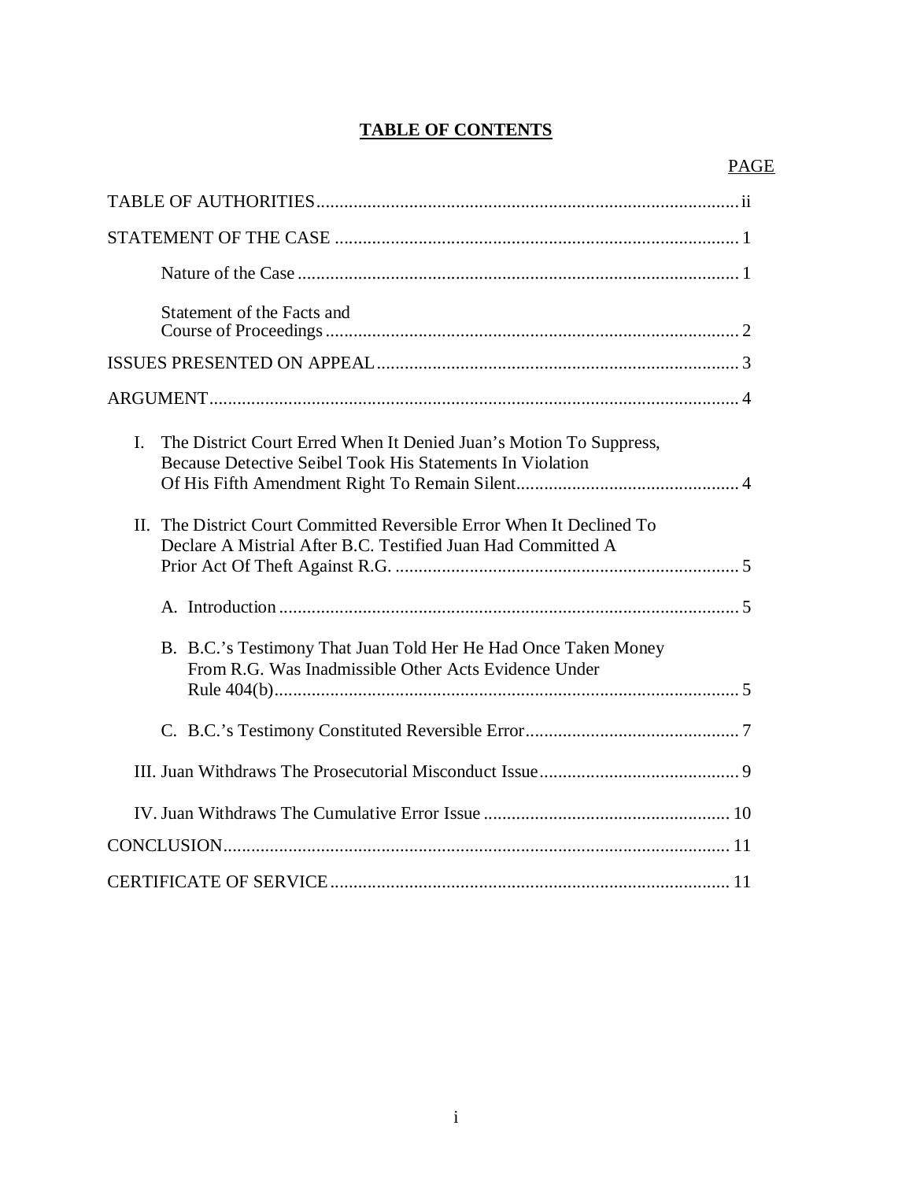# TABLE OF CONTENTS

| | PAGE |
|---|---|
| TABLE OF AUTHORITIES | ii |
| STATEMENT OF THE CASE | 1 |
| Nature of the Case | 1 |
| Statement of the Facts and Course of Proceedings | 2 |
| ISSUES PRESENTED ON APPEAL | 3 |
| ARGUMENT | 4 |
| I. The District Court Erred When It Denied Juan's Motion To Suppress, Because Detective Seibel Took His Statements In Violation Of His Fifth Amendment Right To Remain Silent | 4 |
| II. The District Court Committed Reversible Error When It Declined To Declare A Mistrial After B.C. Testified Juan Had Committed A Prior Act Of Theft Against R.G. | 5 |
| A. Introduction | 5 |
| B. B.C.'s Testimony That Juan Told Her He Had Once Taken Money From R.G. Was Inadmissible Other Acts Evidence Under Rule 404(b) | 5 |
| C. B.C.'s Testimony Constituted Reversible Error | 7 |
| III. Juan Withdraws The Prosecutorial Misconduct Issue | 9 |
| IV. Juan Withdraws The Cumulative Error Issue | 10 |
| CONCLUSION | 11 |
| CERTIFICATE OF SERVICE | 11 |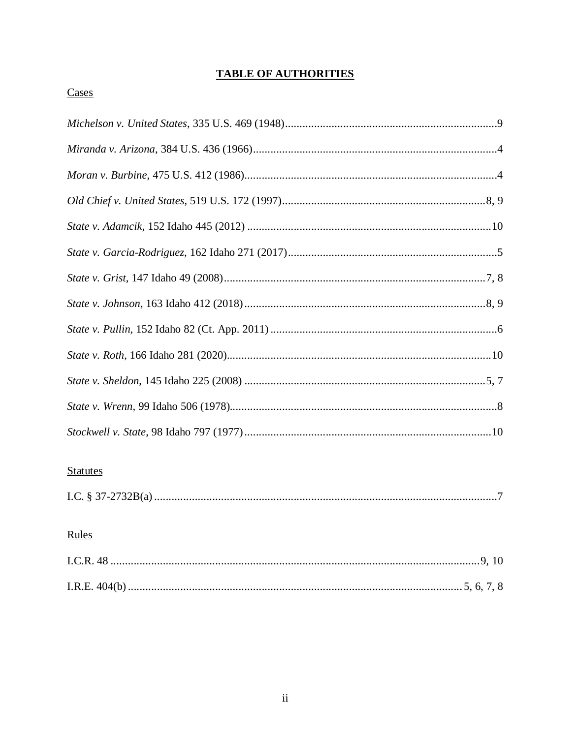# TABLE OF AUTHORITIES

## Cases

*Michelson v. United States*, 335 U.S. 469 (1948) ........................................................................9

*Miranda v. Arizona*, 384 U.S. 436 (1966) ....................................................................................4

*Moran v. Burbine*, 475 U.S. 412 (1986) ........................................................................................4

*Old Chief v. United States*, 519 U.S. 172 (1997) ......................................................................8, 9

*State v. Adamcik*, 152 Idaho 445 (2012) ....................................................................................10

*State v. Garcia-Rodriguez*, 162 Idaho 271 (2017) ........................................................................5

*State v. Grist*, 147 Idaho 49 (2008) ...........................................................................................7, 8

*State v. Johnson*, 163 Idaho 412 (2018) ....................................................................................8, 9

*State v. Pullin*, 152 Idaho 82 (Ct. App. 2011) ..............................................................................6

*State v. Roth*, 166 Idaho 281 (2020) ...........................................................................................10

*State v. Sheldon*, 145 Idaho 225 (2008) ....................................................................................5, 7

*State v. Wrenn*, 99 Idaho 506 (1978) ............................................................................................8

*Stockwell v. State*, 98 Idaho 797 (1977) .....................................................................................10

## Statutes

I.C. § 37-2732B(a) .........................................................................................................................7

## Rules

I.C.R. 48 ....................................................................................................................................9, 10

I.R.E. 404(b) ...................................................................................................................... 5, 6, 7, 8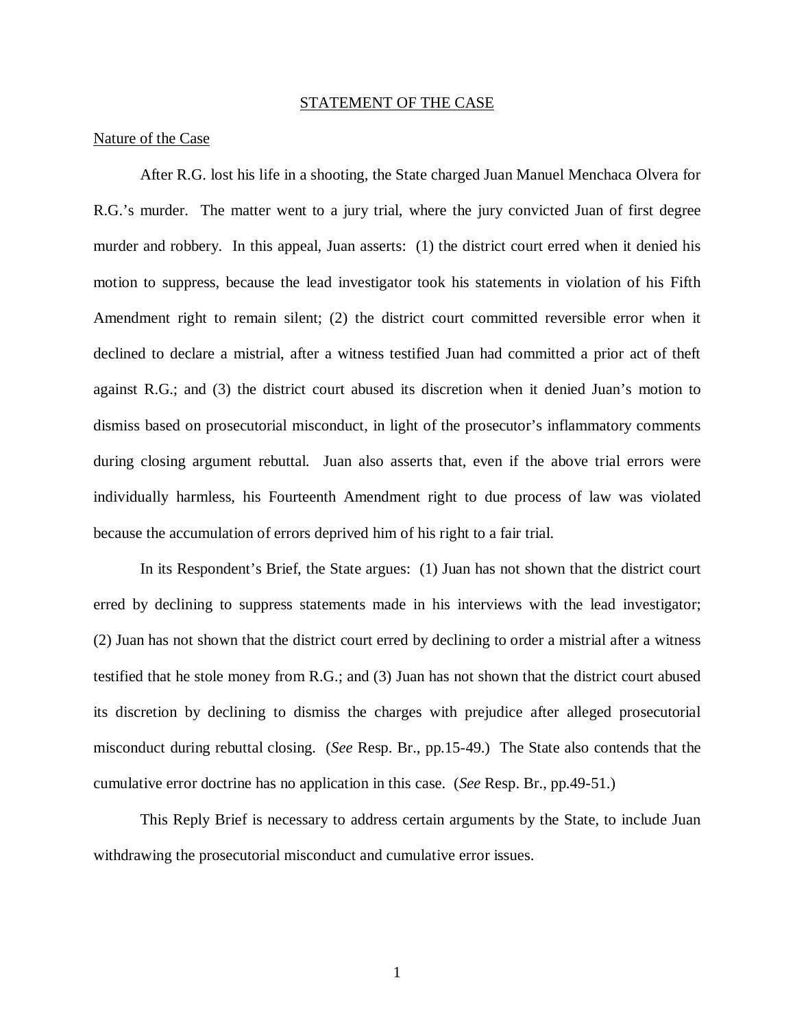## STATEMENT OF THE CASE

### Nature of the Case

After R.G. lost his life in a shooting, the State charged Juan Manuel Menchaca Olvera for R.G.'s murder. The matter went to a jury trial, where the jury convicted Juan of first degree murder and robbery. In this appeal, Juan asserts: (1) the district court erred when it denied his motion to suppress, because the lead investigator took his statements in violation of his Fifth Amendment right to remain silent; (2) the district court committed reversible error when it declined to declare a mistrial, after a witness testified Juan had committed a prior act of theft against R.G.; and (3) the district court abused its discretion when it denied Juan's motion to dismiss based on prosecutorial misconduct, in light of the prosecutor's inflammatory comments during closing argument rebuttal. Juan also asserts that, even if the above trial errors were individually harmless, his Fourteenth Amendment right to due process of law was violated because the accumulation of errors deprived him of his right to a fair trial.

In its Respondent's Brief, the State argues: (1) Juan has not shown that the district court erred by declining to suppress statements made in his interviews with the lead investigator; (2) Juan has not shown that the district court erred by declining to order a mistrial after a witness testified that he stole money from R.G.; and (3) Juan has not shown that the district court abused its discretion by declining to dismiss the charges with prejudice after alleged prosecutorial misconduct during rebuttal closing. (*See* Resp. Br., pp.15-49.) The State also contends that the cumulative error doctrine has no application in this case. (*See* Resp. Br., pp.49-51.)

This Reply Brief is necessary to address certain arguments by the State, to include Juan withdrawing the prosecutorial misconduct and cumulative error issues.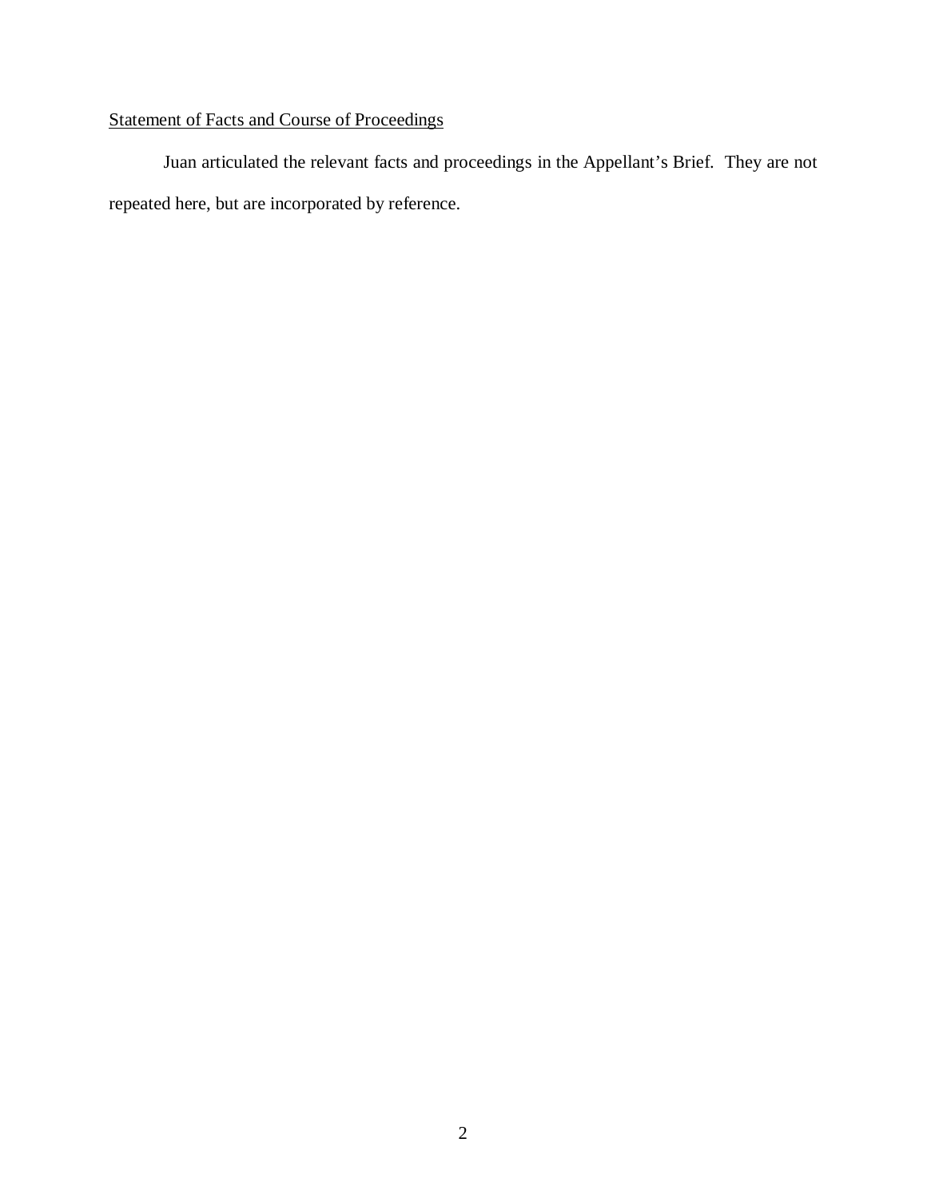## Statement of Facts and Course of Proceedings

Juan articulated the relevant facts and proceedings in the Appellant's Brief. They are not repeated here, but are incorporated by reference.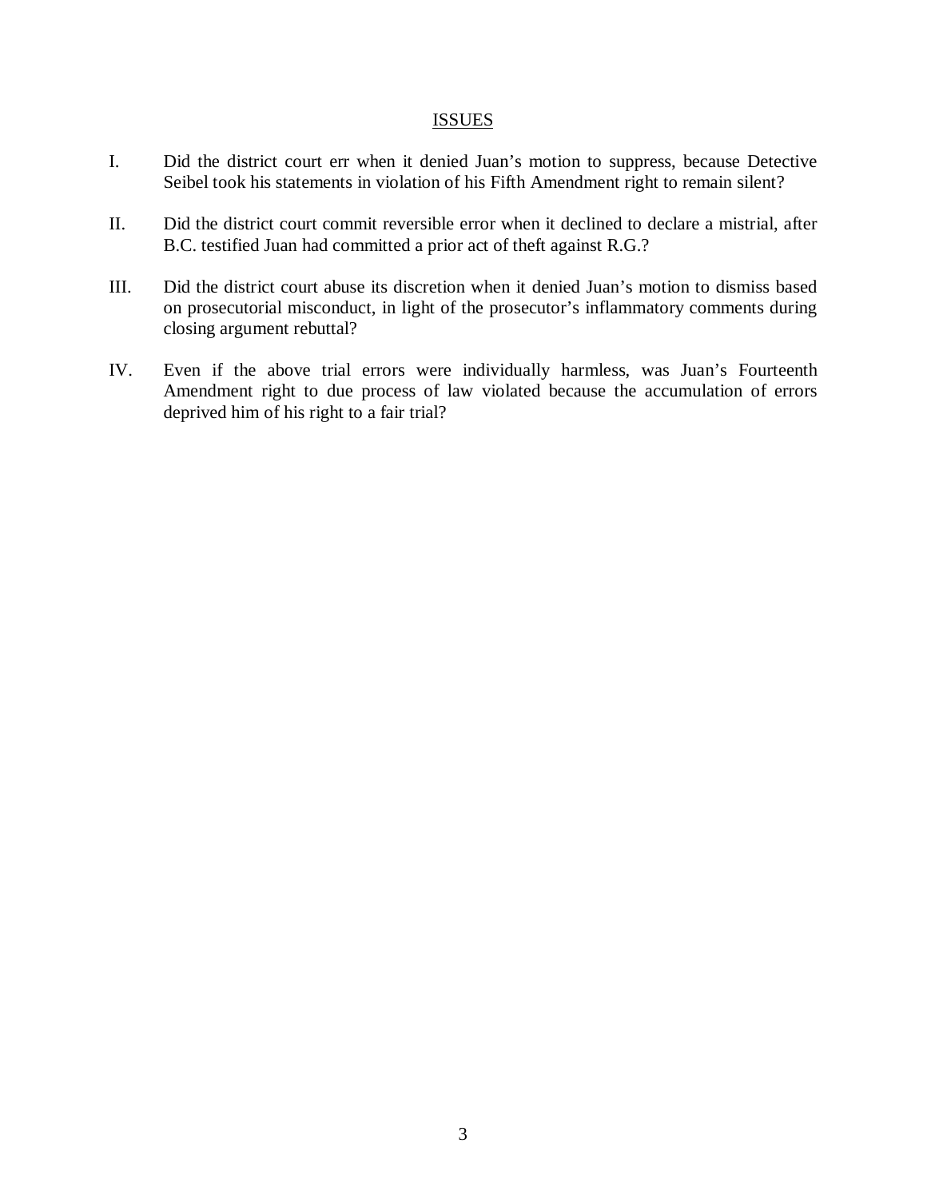## ISSUES

I. Did the district court err when it denied Juan's motion to suppress, because Detective Seibel took his statements in violation of his Fifth Amendment right to remain silent?

II. Did the district court commit reversible error when it declined to declare a mistrial, after B.C. testified Juan had committed a prior act of theft against R.G.?

III. Did the district court abuse its discretion when it denied Juan's motion to dismiss based on prosecutorial misconduct, in light of the prosecutor's inflammatory comments during closing argument rebuttal?

IV. Even if the above trial errors were individually harmless, was Juan's Fourteenth Amendment right to due process of law violated because the accumulation of errors deprived him of his right to a fair trial?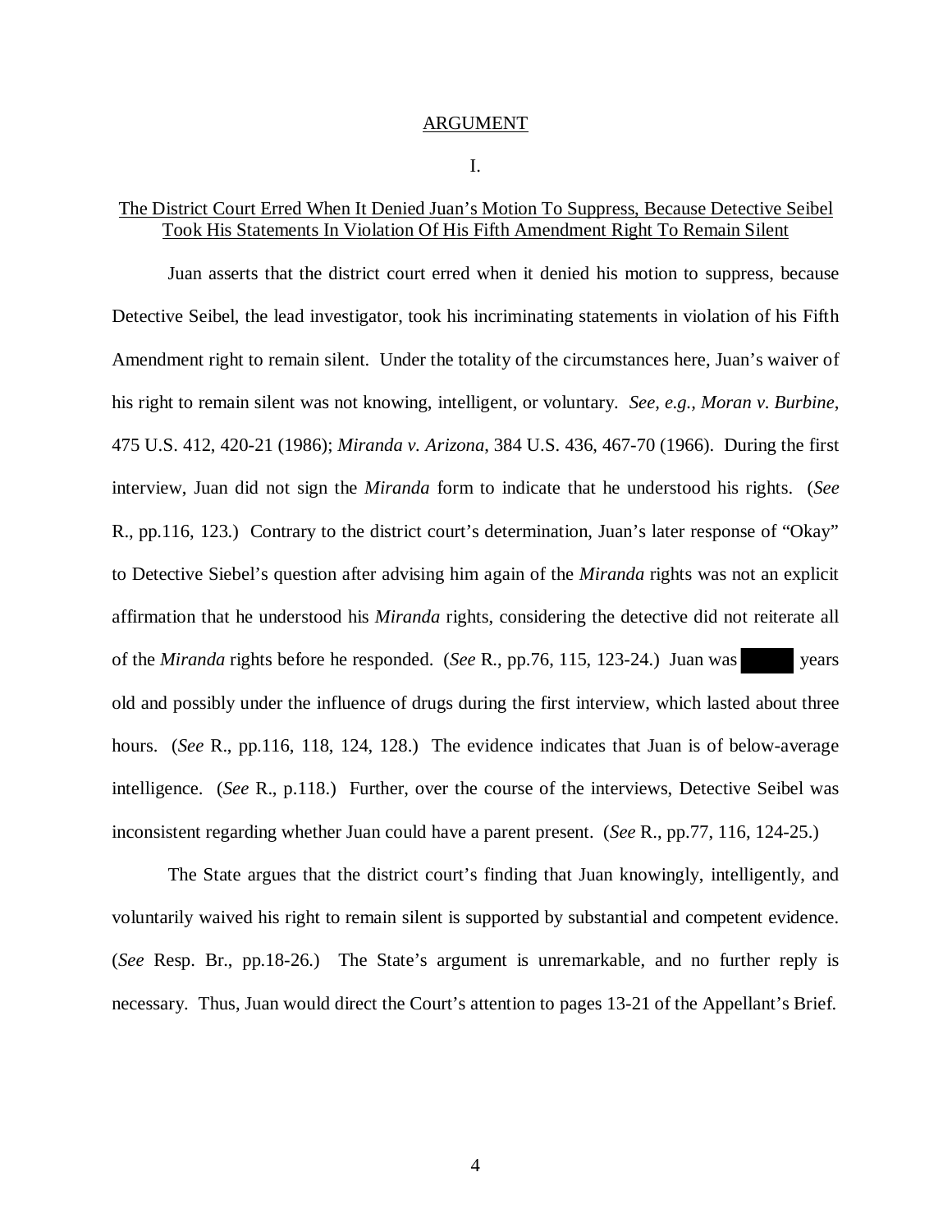## ARGUMENT

### I.

### The District Court Erred When It Denied Juan's Motion To Suppress, Because Detective Seibel Took His Statements In Violation Of His Fifth Amendment Right To Remain Silent

Juan asserts that the district court erred when it denied his motion to suppress, because Detective Seibel, the lead investigator, took his incriminating statements in violation of his Fifth Amendment right to remain silent. Under the totality of the circumstances here, Juan's waiver of his right to remain silent was not knowing, intelligent, or voluntary. *See, e.g.*, *Moran v. Burbine*, 475 U.S. 412, 420-21 (1986); *Miranda v. Arizona*, 384 U.S. 436, 467-70 (1966). During the first interview, Juan did not sign the *Miranda* form to indicate that he understood his rights. (*See* R., pp.116, 123.) Contrary to the district court's determination, Juan's later response of "Okay" to Detective Siebel's question after advising him again of the *Miranda* rights was not an explicit affirmation that he understood his *Miranda* rights, considering the detective did not reiterate all of the *Miranda* rights before he responded. (*See* R., pp.76, 115, 123-24.) Juan was ███ years old and possibly under the influence of drugs during the first interview, which lasted about three hours. (*See* R., pp.116, 118, 124, 128.) The evidence indicates that Juan is of below-average intelligence. (*See* R., p.118.) Further, over the course of the interviews, Detective Seibel was inconsistent regarding whether Juan could have a parent present. (*See* R., pp.77, 116, 124-25.)

The State argues that the district court's finding that Juan knowingly, intelligently, and voluntarily waived his right to remain silent is supported by substantial and competent evidence. (*See* Resp. Br., pp.18-26.) The State's argument is unremarkable, and no further reply is necessary. Thus, Juan would direct the Court's attention to pages 13-21 of the Appellant's Brief.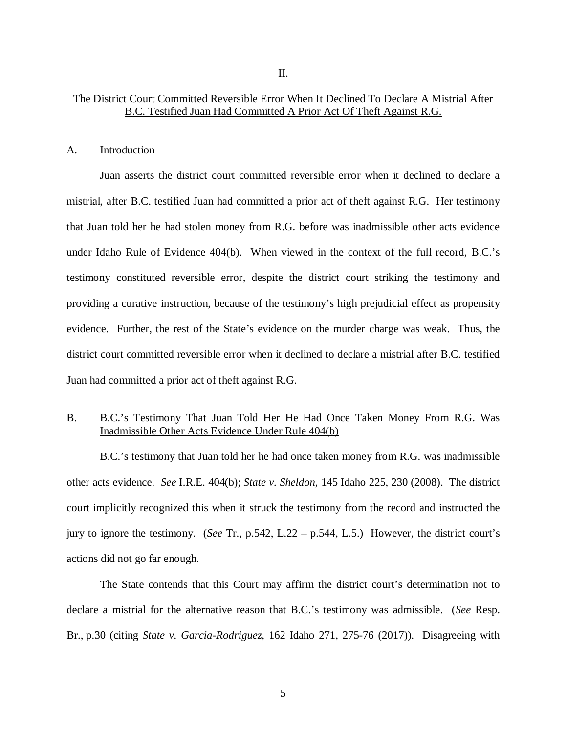## II.

## The District Court Committed Reversible Error When It Declined To Declare A Mistrial After B.C. Testified Juan Had Committed A Prior Act Of Theft Against R.G.

### A. Introduction

Juan asserts the district court committed reversible error when it declined to declare a mistrial, after B.C. testified Juan had committed a prior act of theft against R.G. Her testimony that Juan told her he had stolen money from R.G. before was inadmissible other acts evidence under Idaho Rule of Evidence 404(b). When viewed in the context of the full record, B.C.'s testimony constituted reversible error, despite the district court striking the testimony and providing a curative instruction, because of the testimony's high prejudicial effect as propensity evidence. Further, the rest of the State's evidence on the murder charge was weak. Thus, the district court committed reversible error when it declined to declare a mistrial after B.C. testified Juan had committed a prior act of theft against R.G.

### B. B.C.'s Testimony That Juan Told Her He Had Once Taken Money From R.G. Was Inadmissible Other Acts Evidence Under Rule 404(b)

B.C.'s testimony that Juan told her he had once taken money from R.G. was inadmissible other acts evidence. *See* I.R.E. 404(b); *State v. Sheldon*, 145 Idaho 225, 230 (2008). The district court implicitly recognized this when it struck the testimony from the record and instructed the jury to ignore the testimony. (*See* Tr., p.542, L.22 – p.544, L.5.) However, the district court's actions did not go far enough.

The State contends that this Court may affirm the district court's determination not to declare a mistrial for the alternative reason that B.C.'s testimony was admissible. (*See* Resp. Br., p.30 (citing *State v. Garcia-Rodriguez*, 162 Idaho 271, 275-76 (2017)). Disagreeing with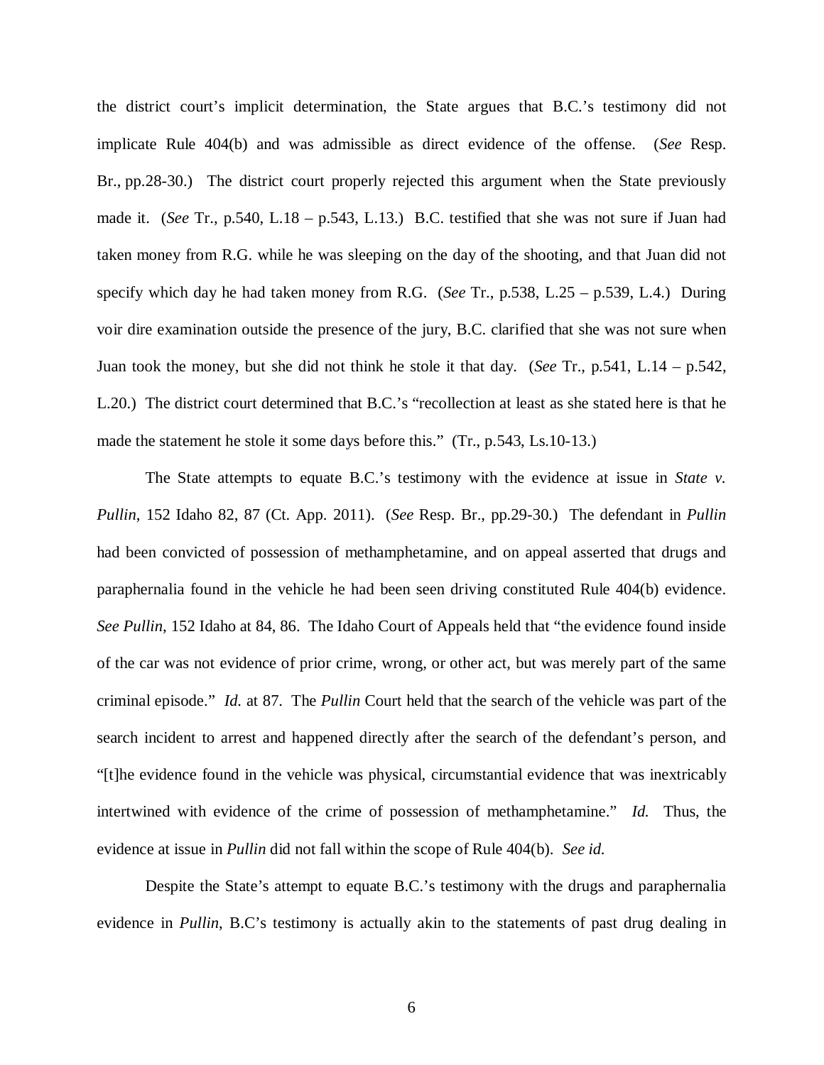the district court's implicit determination, the State argues that B.C.'s testimony did not implicate Rule 404(b) and was admissible as direct evidence of the offense. (*See* Resp. Br., pp.28-30.) The district court properly rejected this argument when the State previously made it. (*See* Tr., p.540, L.18 – p.543, L.13.) B.C. testified that she was not sure if Juan had taken money from R.G. while he was sleeping on the day of the shooting, and that Juan did not specify which day he had taken money from R.G. (*See* Tr., p.538, L.25 – p.539, L.4.) During voir dire examination outside the presence of the jury, B.C. clarified that she was not sure when Juan took the money, but she did not think he stole it that day. (*See* Tr., p.541, L.14 – p.542, L.20.) The district court determined that B.C.'s "recollection at least as she stated here is that he made the statement he stole it some days before this." (Tr., p.543, Ls.10-13.)

The State attempts to equate B.C.'s testimony with the evidence at issue in *State v. Pullin*, 152 Idaho 82, 87 (Ct. App. 2011). (*See* Resp. Br., pp.29-30.) The defendant in *Pullin* had been convicted of possession of methamphetamine, and on appeal asserted that drugs and paraphernalia found in the vehicle he had been seen driving constituted Rule 404(b) evidence. *See Pullin*, 152 Idaho at 84, 86. The Idaho Court of Appeals held that "the evidence found inside of the car was not evidence of prior crime, wrong, or other act, but was merely part of the same criminal episode." *Id.* at 87. The *Pullin* Court held that the search of the vehicle was part of the search incident to arrest and happened directly after the search of the defendant's person, and "[t]he evidence found in the vehicle was physical, circumstantial evidence that was inextricably intertwined with evidence of the crime of possession of methamphetamine." *Id.* Thus, the evidence at issue in *Pullin* did not fall within the scope of Rule 404(b). *See id.*

Despite the State's attempt to equate B.C.'s testimony with the drugs and paraphernalia evidence in *Pullin*, B.C's testimony is actually akin to the statements of past drug dealing in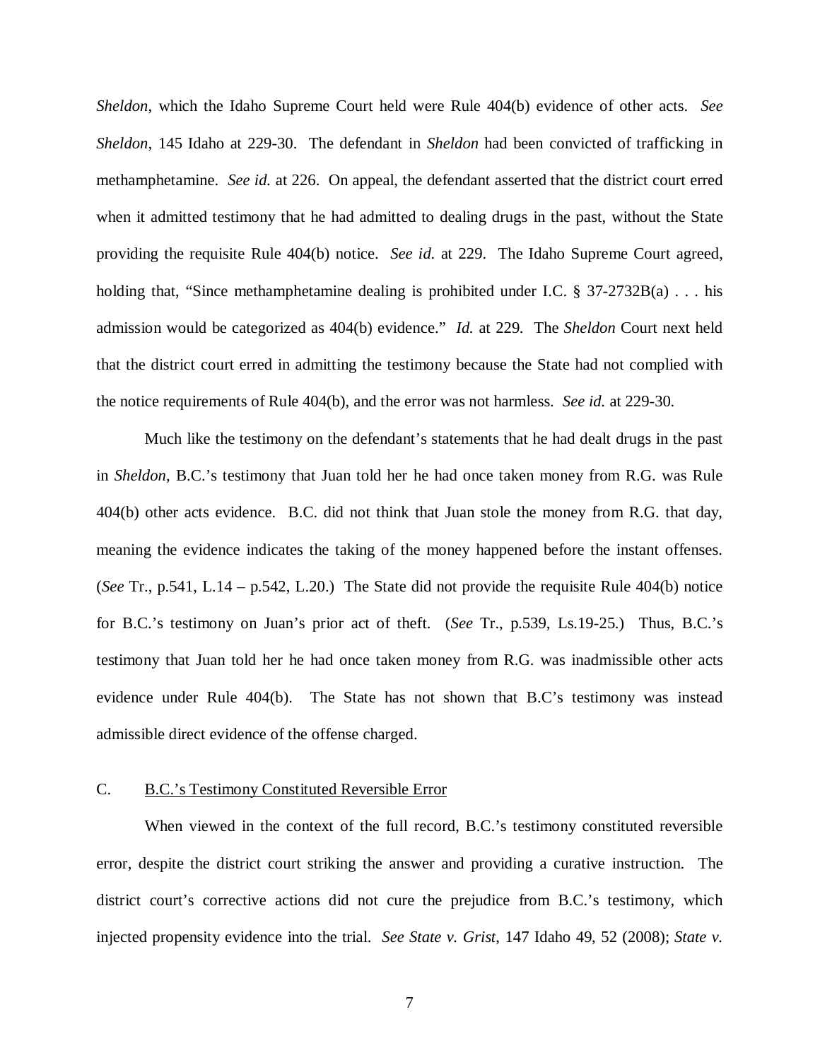*Sheldon*, which the Idaho Supreme Court held were Rule 404(b) evidence of other acts. *See Sheldon*, 145 Idaho at 229-30. The defendant in *Sheldon* had been convicted of trafficking in methamphetamine. *See id.* at 226. On appeal, the defendant asserted that the district court erred when it admitted testimony that he had admitted to dealing drugs in the past, without the State providing the requisite Rule 404(b) notice. *See id.* at 229. The Idaho Supreme Court agreed, holding that, "Since methamphetamine dealing is prohibited under I.C. § 37-2732B(a) . . . his admission would be categorized as 404(b) evidence." *Id.* at 229. The *Sheldon* Court next held that the district court erred in admitting the testimony because the State had not complied with the notice requirements of Rule 404(b), and the error was not harmless. *See id.* at 229-30.

Much like the testimony on the defendant's statements that he had dealt drugs in the past in *Sheldon*, B.C.'s testimony that Juan told her he had once taken money from R.G. was Rule 404(b) other acts evidence. B.C. did not think that Juan stole the money from R.G. that day, meaning the evidence indicates the taking of the money happened before the instant offenses. (*See* Tr., p.541, L.14 – p.542, L.20.) The State did not provide the requisite Rule 404(b) notice for B.C.'s testimony on Juan's prior act of theft. (*See* Tr., p.539, Ls.19-25.) Thus, B.C.'s testimony that Juan told her he had once taken money from R.G. was inadmissible other acts evidence under Rule 404(b). The State has not shown that B.C's testimony was instead admissible direct evidence of the offense charged.

C. <u>B.C.'s Testimony Constituted Reversible Error</u>

When viewed in the context of the full record, B.C.'s testimony constituted reversible error, despite the district court striking the answer and providing a curative instruction. The district court's corrective actions did not cure the prejudice from B.C.'s testimony, which injected propensity evidence into the trial. *See State v. Grist*, 147 Idaho 49, 52 (2008); *State v.*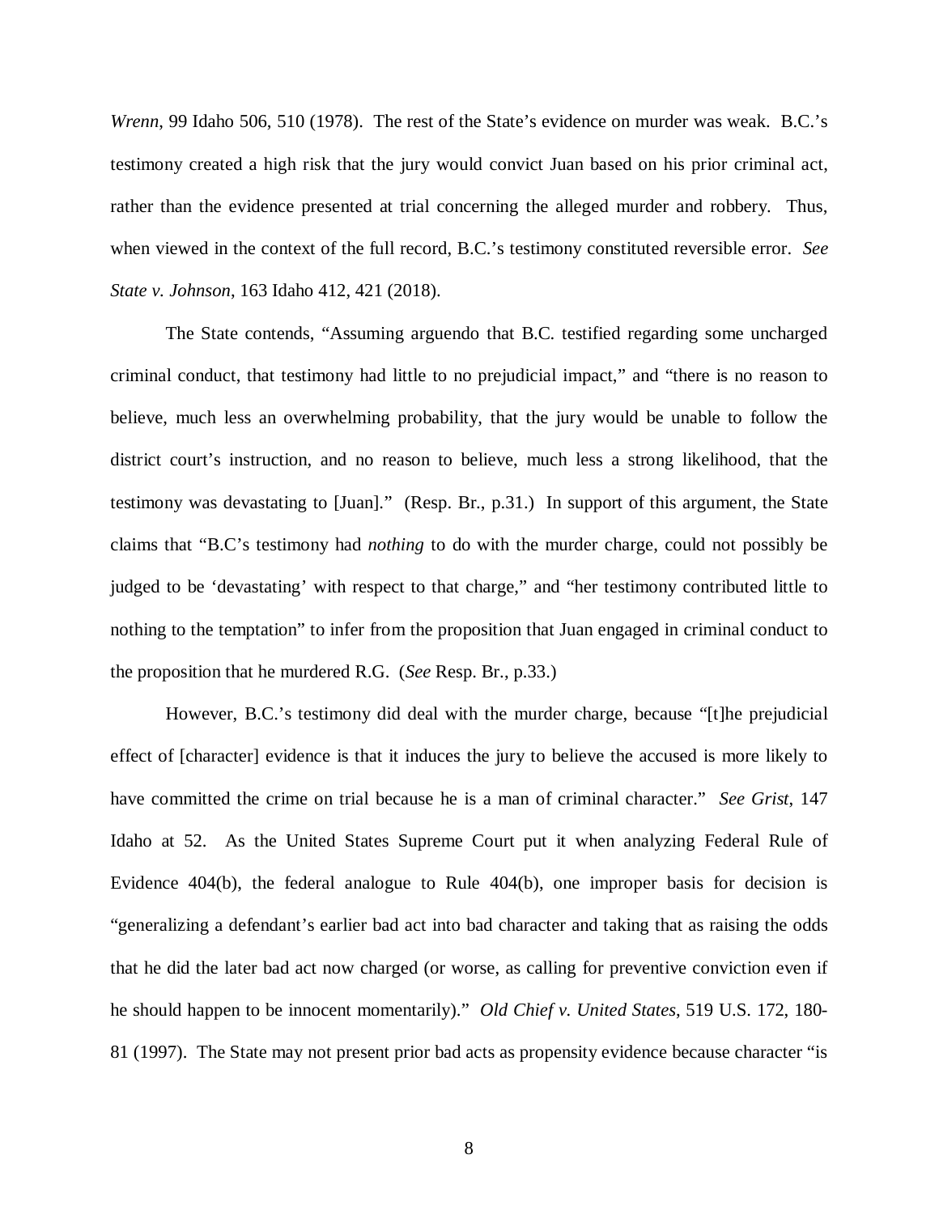*Wrenn*, 99 Idaho 506, 510 (1978). The rest of the State's evidence on murder was weak. B.C.'s testimony created a high risk that the jury would convict Juan based on his prior criminal act, rather than the evidence presented at trial concerning the alleged murder and robbery. Thus, when viewed in the context of the full record, B.C.'s testimony constituted reversible error. *See State v. Johnson*, 163 Idaho 412, 421 (2018).

The State contends, "Assuming arguendo that B.C. testified regarding some uncharged criminal conduct, that testimony had little to no prejudicial impact," and "there is no reason to believe, much less an overwhelming probability, that the jury would be unable to follow the district court's instruction, and no reason to believe, much less a strong likelihood, that the testimony was devastating to [Juan]." (Resp. Br., p.31.) In support of this argument, the State claims that "B.C's testimony had *nothing* to do with the murder charge, could not possibly be judged to be 'devastating' with respect to that charge," and "her testimony contributed little to nothing to the temptation" to infer from the proposition that Juan engaged in criminal conduct to the proposition that he murdered R.G. (*See* Resp. Br., p.33.)

However, B.C.'s testimony did deal with the murder charge, because "[t]he prejudicial effect of [character] evidence is that it induces the jury to believe the accused is more likely to have committed the crime on trial because he is a man of criminal character." *See Grist*, 147 Idaho at 52. As the United States Supreme Court put it when analyzing Federal Rule of Evidence 404(b), the federal analogue to Rule 404(b), one improper basis for decision is "generalizing a defendant's earlier bad act into bad character and taking that as raising the odds that he did the later bad act now charged (or worse, as calling for preventive conviction even if he should happen to be innocent momentarily)." *Old Chief v. United States*, 519 U.S. 172, 180-81 (1997). The State may not present prior bad acts as propensity evidence because character "is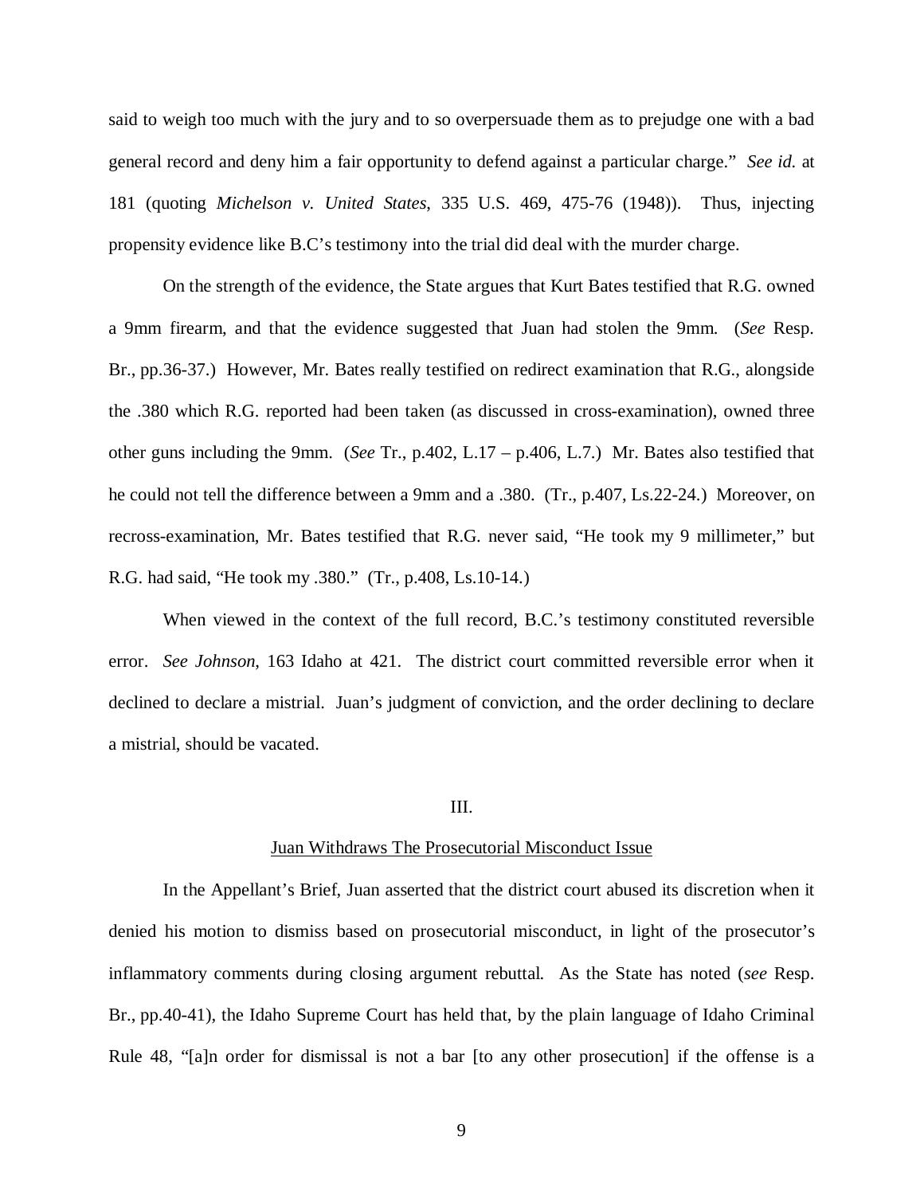said to weigh too much with the jury and to so overpersuade them as to prejudge one with a bad general record and deny him a fair opportunity to defend against a particular charge." *See id.* at 181 (quoting *Michelson v. United States*, 335 U.S. 469, 475-76 (1948)). Thus, injecting propensity evidence like B.C's testimony into the trial did deal with the murder charge.

On the strength of the evidence, the State argues that Kurt Bates testified that R.G. owned a 9mm firearm, and that the evidence suggested that Juan had stolen the 9mm. (*See* Resp. Br., pp.36-37.) However, Mr. Bates really testified on redirect examination that R.G., alongside the .380 which R.G. reported had been taken (as discussed in cross-examination), owned three other guns including the 9mm. (*See* Tr., p.402, L.17 – p.406, L.7.) Mr. Bates also testified that he could not tell the difference between a 9mm and a .380. (Tr., p.407, Ls.22-24.) Moreover, on recross-examination, Mr. Bates testified that R.G. never said, "He took my 9 millimeter," but R.G. had said, "He took my .380." (Tr., p.408, Ls.10-14.)

When viewed in the context of the full record, B.C.'s testimony constituted reversible error. *See Johnson*, 163 Idaho at 421. The district court committed reversible error when it declined to declare a mistrial. Juan's judgment of conviction, and the order declining to declare a mistrial, should be vacated.

## III.

## Juan Withdraws The Prosecutorial Misconduct Issue

In the Appellant's Brief, Juan asserted that the district court abused its discretion when it denied his motion to dismiss based on prosecutorial misconduct, in light of the prosecutor's inflammatory comments during closing argument rebuttal. As the State has noted (*see* Resp. Br., pp.40-41), the Idaho Supreme Court has held that, by the plain language of Idaho Criminal Rule 48, "[a]n order for dismissal is not a bar [to any other prosecution] if the offense is a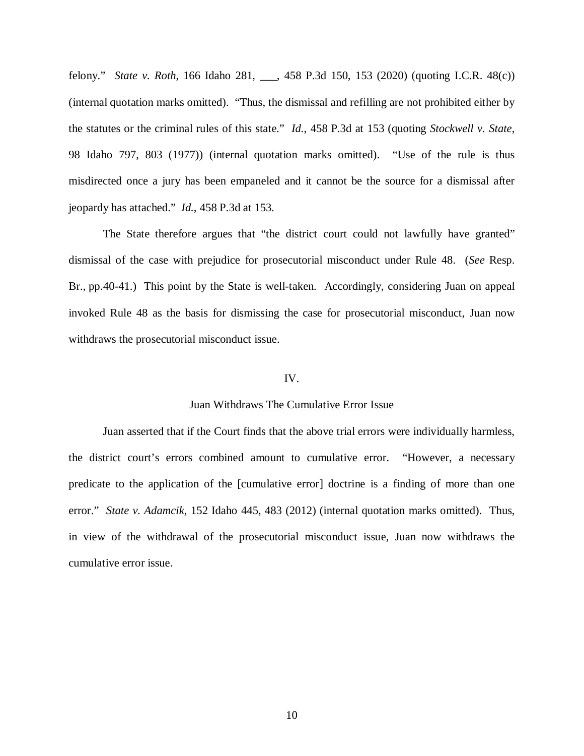felony." *State v. Roth*, 166 Idaho 281, ___, 458 P.3d 150, 153 (2020) (quoting I.C.R. 48(c)) (internal quotation marks omitted). "Thus, the dismissal and refilling are not prohibited either by the statutes or the criminal rules of this state." *Id.*, 458 P.3d at 153 (quoting *Stockwell v. State*, 98 Idaho 797, 803 (1977)) (internal quotation marks omitted). "Use of the rule is thus misdirected once a jury has been empaneled and it cannot be the source for a dismissal after jeopardy has attached." *Id.*, 458 P.3d at 153.

The State therefore argues that "the district court could not lawfully have granted" dismissal of the case with prejudice for prosecutorial misconduct under Rule 48. (*See* Resp. Br., pp.40-41.) This point by the State is well-taken. Accordingly, considering Juan on appeal invoked Rule 48 as the basis for dismissing the case for prosecutorial misconduct, Juan now withdraws the prosecutorial misconduct issue.

IV.

Juan Withdraws The Cumulative Error Issue

Juan asserted that if the Court finds that the above trial errors were individually harmless, the district court's errors combined amount to cumulative error. "However, a necessary predicate to the application of the [cumulative error] doctrine is a finding of more than one error." *State v. Adamcik*, 152 Idaho 445, 483 (2012) (internal quotation marks omitted). Thus, in view of the withdrawal of the prosecutorial misconduct issue, Juan now withdraws the cumulative error issue.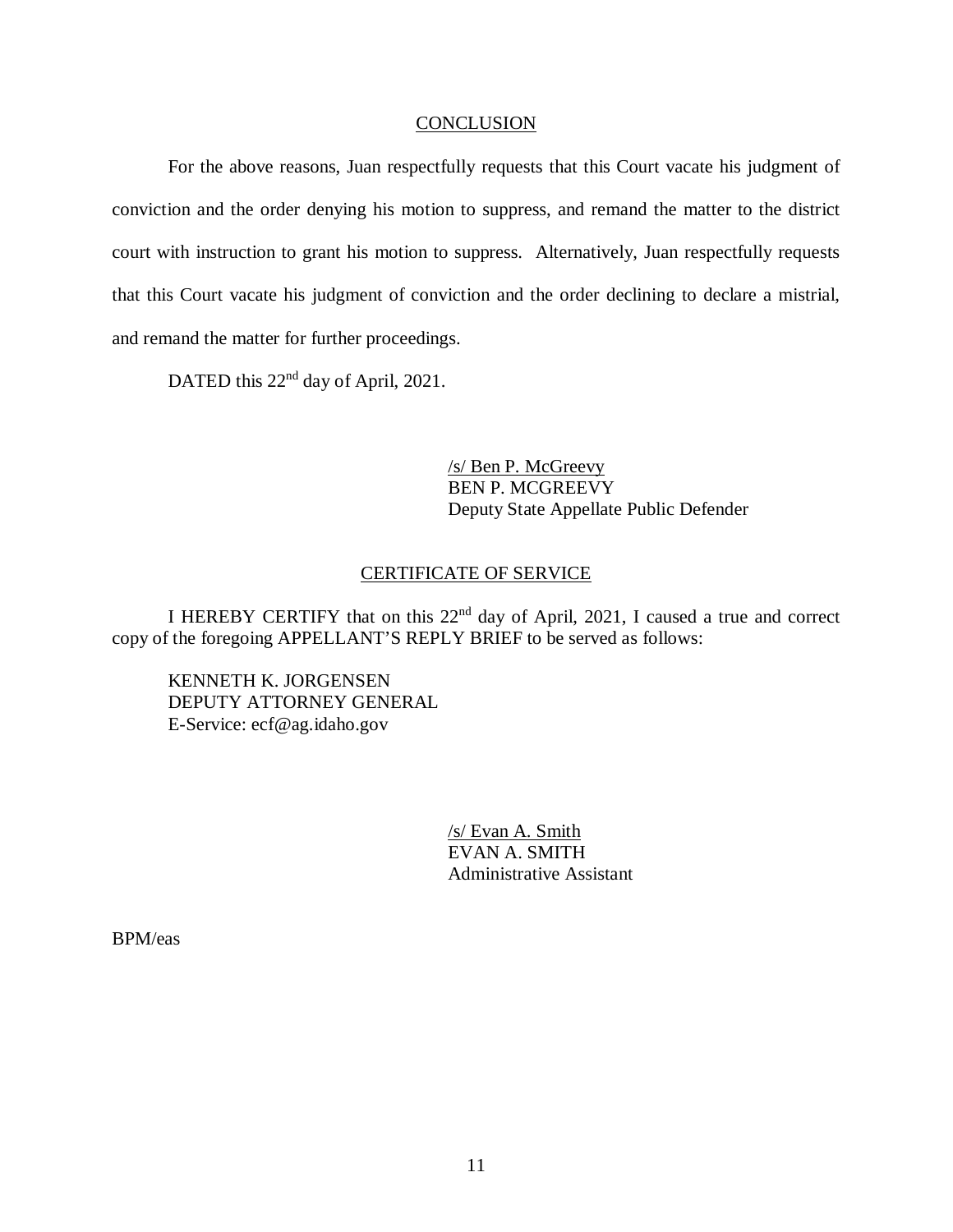## CONCLUSION

For the above reasons, Juan respectfully requests that this Court vacate his judgment of conviction and the order denying his motion to suppress, and remand the matter to the district court with instruction to grant his motion to suppress. Alternatively, Juan respectfully requests that this Court vacate his judgment of conviction and the order declining to declare a mistrial, and remand the matter for further proceedings.

DATED this 22nd day of April, 2021.

/s/ Ben P. McGreevy
BEN P. MCGREEVY
Deputy State Appellate Public Defender

## CERTIFICATE OF SERVICE

I HEREBY CERTIFY that on this 22nd day of April, 2021, I caused a true and correct copy of the foregoing APPELLANT'S REPLY BRIEF to be served as follows:

KENNETH K. JORGENSEN
DEPUTY ATTORNEY GENERAL
E-Service: ecf@ag.idaho.gov

/s/ Evan A. Smith
EVAN A. SMITH
Administrative Assistant

BPM/eas